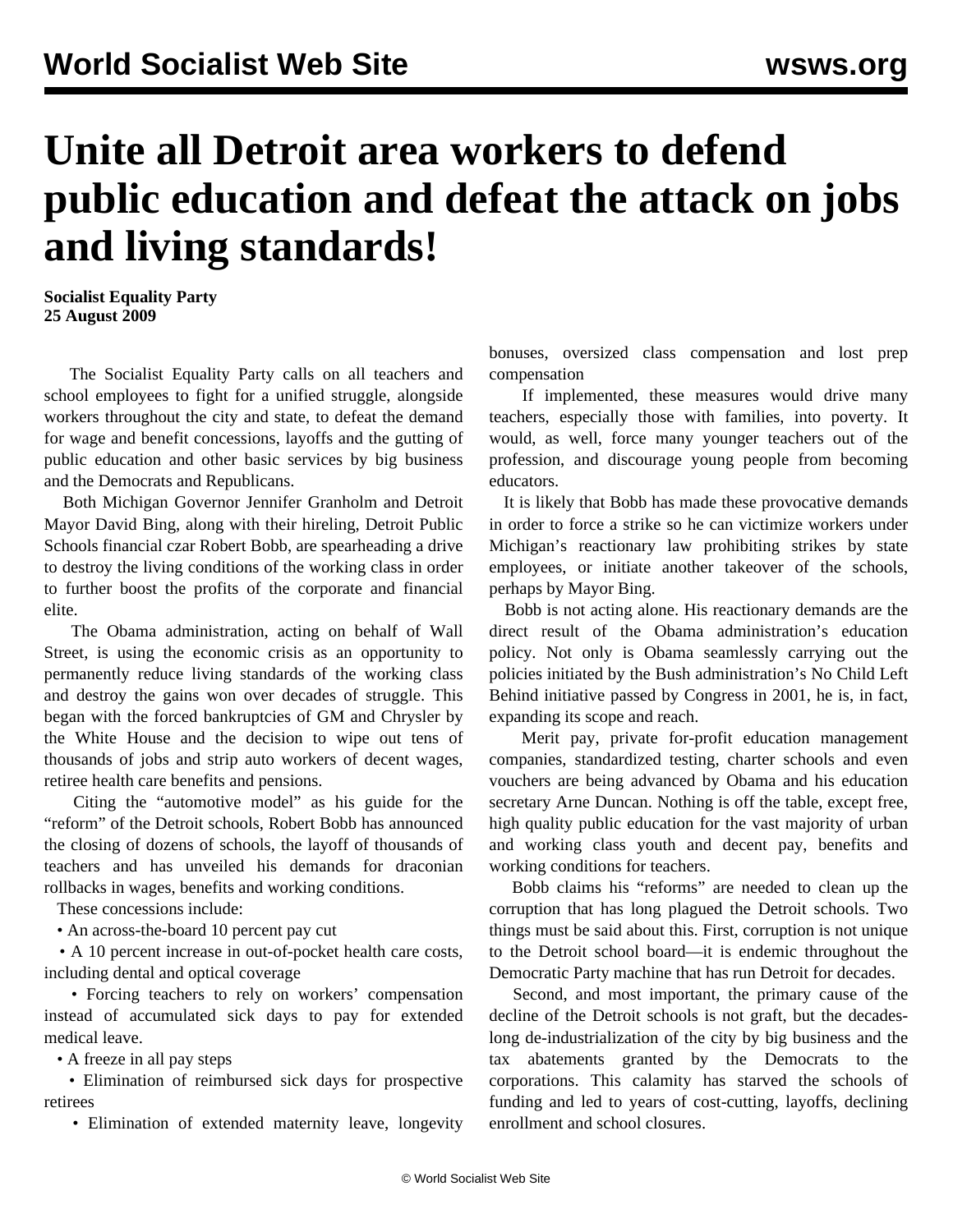# Unite all Detroit area workers to defend public education and defeat the attack on jobs and living standards!

**Socialist Equality Party**
**25 August 2009**

The Socialist Equality Party calls on all teachers and school employees to fight for a unified struggle, alongside workers throughout the city and state, to defeat the demand for wage and benefit concessions, layoffs and the gutting of public education and other basic services by big business and the Democrats and Republicans.

Both Michigan Governor Jennifer Granholm and Detroit Mayor David Bing, along with their hireling, Detroit Public Schools financial czar Robert Bobb, are spearheading a drive to destroy the living conditions of the working class in order to further boost the profits of the corporate and financial elite.

The Obama administration, acting on behalf of Wall Street, is using the economic crisis as an opportunity to permanently reduce living standards of the working class and destroy the gains won over decades of struggle. This began with the forced bankruptcies of GM and Chrysler by the White House and the decision to wipe out tens of thousands of jobs and strip auto workers of decent wages, retiree health care benefits and pensions.

Citing the "automotive model" as his guide for the "reform" of the Detroit schools, Robert Bobb has announced the closing of dozens of schools, the layoff of thousands of teachers and has unveiled his demands for draconian rollbacks in wages, benefits and working conditions.

These concessions include:

- An across-the-board 10 percent pay cut
- A 10 percent increase in out-of-pocket health care costs, including dental and optical coverage
- Forcing teachers to rely on workers' compensation instead of accumulated sick days to pay for extended medical leave.
- A freeze in all pay steps
- Elimination of reimbursed sick days for prospective retirees
- Elimination of extended maternity leave, longevity bonuses, oversized class compensation and lost prep compensation

If implemented, these measures would drive many teachers, especially those with families, into poverty. It would, as well, force many younger teachers out of the profession, and discourage young people from becoming educators.

It is likely that Bobb has made these provocative demands in order to force a strike so he can victimize workers under Michigan's reactionary law prohibiting strikes by state employees, or initiate another takeover of the schools, perhaps by Mayor Bing.

Bobb is not acting alone. His reactionary demands are the direct result of the Obama administration's education policy. Not only is Obama seamlessly carrying out the policies initiated by the Bush administration's No Child Left Behind initiative passed by Congress in 2001, he is, in fact, expanding its scope and reach.

Merit pay, private for-profit education management companies, standardized testing, charter schools and even vouchers are being advanced by Obama and his education secretary Arne Duncan. Nothing is off the table, except free, high quality public education for the vast majority of urban and working class youth and decent pay, benefits and working conditions for teachers.

Bobb claims his "reforms" are needed to clean up the corruption that has long plagued the Detroit schools. Two things must be said about this. First, corruption is not unique to the Detroit school board—it is endemic throughout the Democratic Party machine that has run Detroit for decades.

Second, and most important, the primary cause of the decline of the Detroit schools is not graft, but the decades-long de-industrialization of the city by big business and the tax abatements granted by the Democrats to the corporations. This calamity has starved the schools of funding and led to years of cost-cutting, layoffs, declining enrollment and school closures.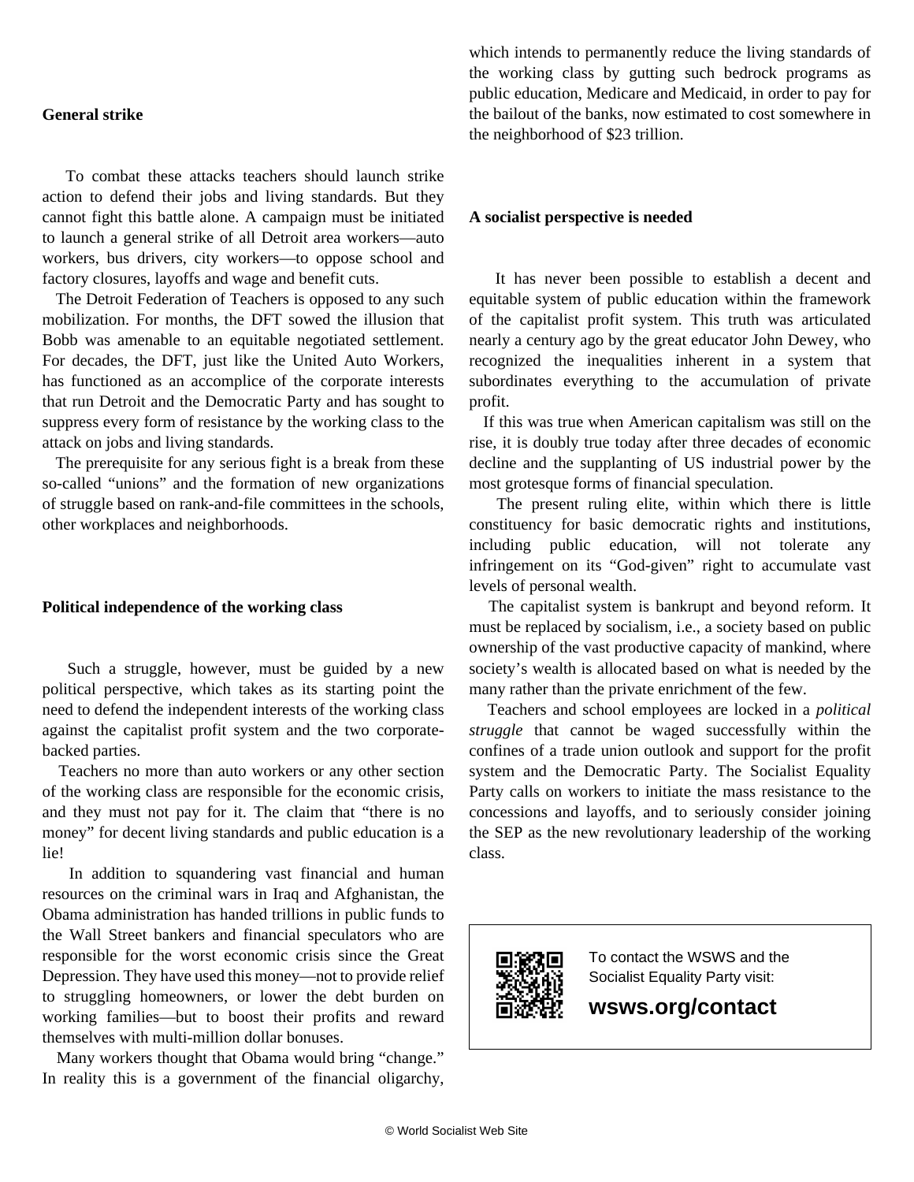## General strike

To combat these attacks teachers should launch strike action to defend their jobs and living standards. But they cannot fight this battle alone. A campaign must be initiated to launch a general strike of all Detroit area workers—auto workers, bus drivers, city workers—to oppose school and factory closures, layoffs and wage and benefit cuts.

The Detroit Federation of Teachers is opposed to any such mobilization. For months, the DFT sowed the illusion that Bobb was amenable to an equitable negotiated settlement. For decades, the DFT, just like the United Auto Workers, has functioned as an accomplice of the corporate interests that run Detroit and the Democratic Party and has sought to suppress every form of resistance by the working class to the attack on jobs and living standards.

The prerequisite for any serious fight is a break from these so-called "unions" and the formation of new organizations of struggle based on rank-and-file committees in the schools, other workplaces and neighborhoods.

## Political independence of the working class

Such a struggle, however, must be guided by a new political perspective, which takes as its starting point the need to defend the independent interests of the working class against the capitalist profit system and the two corporate-backed parties.

Teachers no more than auto workers or any other section of the working class are responsible for the economic crisis, and they must not pay for it. The claim that "there is no money" for decent living standards and public education is a lie!

In addition to squandering vast financial and human resources on the criminal wars in Iraq and Afghanistan, the Obama administration has handed trillions in public funds to the Wall Street bankers and financial speculators who are responsible for the worst economic crisis since the Great Depression. They have used this money—not to provide relief to struggling homeowners, or lower the debt burden on working families—but to boost their profits and reward themselves with multi-million dollar bonuses.

Many workers thought that Obama would bring "change." In reality this is a government of the financial oligarchy, which intends to permanently reduce the living standards of the working class by gutting such bedrock programs as public education, Medicare and Medicaid, in order to pay for the bailout of the banks, now estimated to cost somewhere in the neighborhood of $23 trillion.

## A socialist perspective is needed

It has never been possible to establish a decent and equitable system of public education within the framework of the capitalist profit system. This truth was articulated nearly a century ago by the great educator John Dewey, who recognized the inequalities inherent in a system that subordinates everything to the accumulation of private profit.

If this was true when American capitalism was still on the rise, it is doubly true today after three decades of economic decline and the supplanting of US industrial power by the most grotesque forms of financial speculation.

The present ruling elite, within which there is little constituency for basic democratic rights and institutions, including public education, will not tolerate any infringement on its "God-given" right to accumulate vast levels of personal wealth.

The capitalist system is bankrupt and beyond reform. It must be replaced by socialism, i.e., a society based on public ownership of the vast productive capacity of mankind, where society's wealth is allocated based on what is needed by the many rather than the private enrichment of the few.

Teachers and school employees are locked in a *political struggle* that cannot be waged successfully within the confines of a trade union outlook and support for the profit system and the Democratic Party. The Socialist Equality Party calls on workers to initiate the mass resistance to the concessions and layoffs, and to seriously consider joining the SEP as the new revolutionary leadership of the working class.

To contact the WSWS and the Socialist Equality Party visit:

**wsws.org/contact**